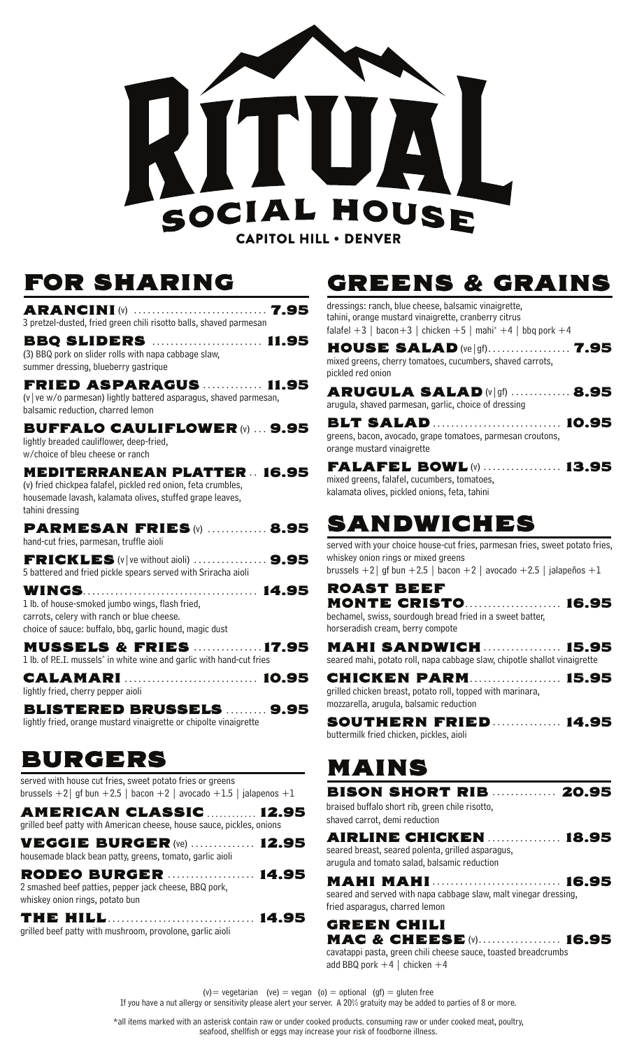# RITUAL SOCIAL HOUSE

CAPITOL HILL • DENVER

## FOR SHARING

**ARANCINI** (v) ............................ **7.95**
3 pretzel-dusted, fried green chili risotto balls, shaved parmesan

**BBQ SLIDERS** ............................ **11.95**
(3) BBQ pork on slider rolls with napa cabbage slaw, summer dressing, blueberry gastrique

**FRIED ASPARAGUS** ............ **11.95**
(v | ve w/o parmesan) lightly battered asparagus, shaved parmesan, balsamic reduction, charred lemon

**BUFFALO CAULIFLOWER** (v) ... **9.95**
lightly breaded cauliflower, deep-fried, w/choice of bleu cheese or ranch

**MEDITERRANEAN PLATTER** .. **16.95**
(v) fried chickpea falafel, pickled red onion, feta crumbles, housemade lavash, kalamata olives, stuffed grape leaves, tahini dressing

**PARMESAN FRIES** (v) ............ **8.95**
hand-cut fries, parmesan, truffle aioli

**FRICKLES** (v | ve without aioli) ................ **9.95**
5 battered and fried pickle spears served with Sriracha aioli

**WINGS**..................................... **14.95**
1 lb. of house-smoked jumbo wings, flash fried, carrots, celery with ranch or blue cheese.
choice of sauce: buffalo, bbq, garlic hound, magic dust

**MUSSELS & FRIES** ..............**17.95**
1 lb. of P.E.I. mussels* in white wine and garlic with hand-cut fries

**CALAMARI** ............................ **10.95**
lightly fried, cherry pepper aioli

**BLISTERED BRUSSELS** ......... **9.95**
lightly fried, orange mustard vinaigrette or chipolte vinaigrette

## BURGERS

served with house cut fries, sweet potato fries or greens
brussels +2 | gf bun +2.5 | bacon +2 | avocado +1.5 | jalapenos +1

**AMERICAN CLASSIC** ........... **12.95**
grilled beef patty with American cheese, house sauce, pickles, onions

**VEGGIE BURGER** (ve) ............. **12.95**
housemade black bean patty, greens, tomato, garlic aioli

**RODEO BURGER** .................. **14.95**
2 smashed beef patties, pepper jack cheese, BBQ pork, whiskey onion rings, potato bun

**THE HILL**................................ **14.95**
grilled beef patty with mushroom, provolone, garlic aioli

## GREENS & GRAINS

dressings: ranch, blue cheese, balsamic vinaigrette, tahini, orange mustard vinaigrette, cranberry citrus
falafel +3 | bacon+3 | chicken +5 | mahi* +4 | bbq pork +4

**HOUSE SALAD** (ve | gf).................. **7.95**
mixed greens, cherry tomatoes, cucumbers, shaved carrots, pickled red onion

**ARUGULA SALAD** (v | gf) ............. **8.95**
arugula, shaved parmesan, garlic, choice of dressing

**BLT SALAD**........................... **10.95**
greens, bacon, avocado, grape tomatoes, parmesan croutons, orange mustard vinaigrette

**FALAFEL BOWL** (v) ................ **13.95**
mixed greens, falafel, cucumbers, tomatoes, kalamata olives, pickled onions, feta, tahini

## SANDWICHES

served with your choice house-cut fries, parmesan fries, sweet potato fries, whiskey onion rings or mixed greens
brussels +2 | gf bun +2.5 | bacon +2 | avocado +2.5 | jalapeños +1

**ROAST BEEF MONTE CRISTO**.................... **16.95**
bechamel, swiss, sourdough bread fried in a sweet batter, horseradish cream, berry compote

**MAHI SANDWICH** ................ **15.95**
seared mahi, potato roll, napa cabbage slaw, chipotle shallot vinaigrette

**CHICKEN PARM**.................... **15.95**
grilled chicken breast, potato roll, topped with marinara, mozzarella, arugula, balsamic reduction

**SOUTHERN FRIED** .............. **14.95**
buttermilk fried chicken, pickles, aioli

## MAINS

**BISON SHORT RIB** ............. **20.95**
braised buffalo short rib, green chile risotto, shaved carrot, demi reduction

**AIRLINE CHICKEN** ................ **18.95**
seared breast, seared polenta, grilled asparagus, arugula and tomato salad, balsamic reduction

**MAHI MAHI**........................... **16.95**
seared and served with napa cabbage slaw, malt vinegar dressing, fried asparagus, charred lemon

**GREEN CHILI MAC & CHEESE** (v).................. **16.95**
cavatappi pasta, green chili cheese sauce, toasted breadcrumbs
add BBQ pork +4 | chicken +4

(v) = vegetarian (ve) = vegan (o) = optional (gf) = gluten free
If you have a nut allergy or sensitivity please alert your server. A 20% gratuity may be added to parties of 8 or more.

*all items marked with an asterisk contain raw or under cooked products. consuming raw or under cooked meat, poultry, seafood, shellfish or eggs may increase your risk of foodborne illness.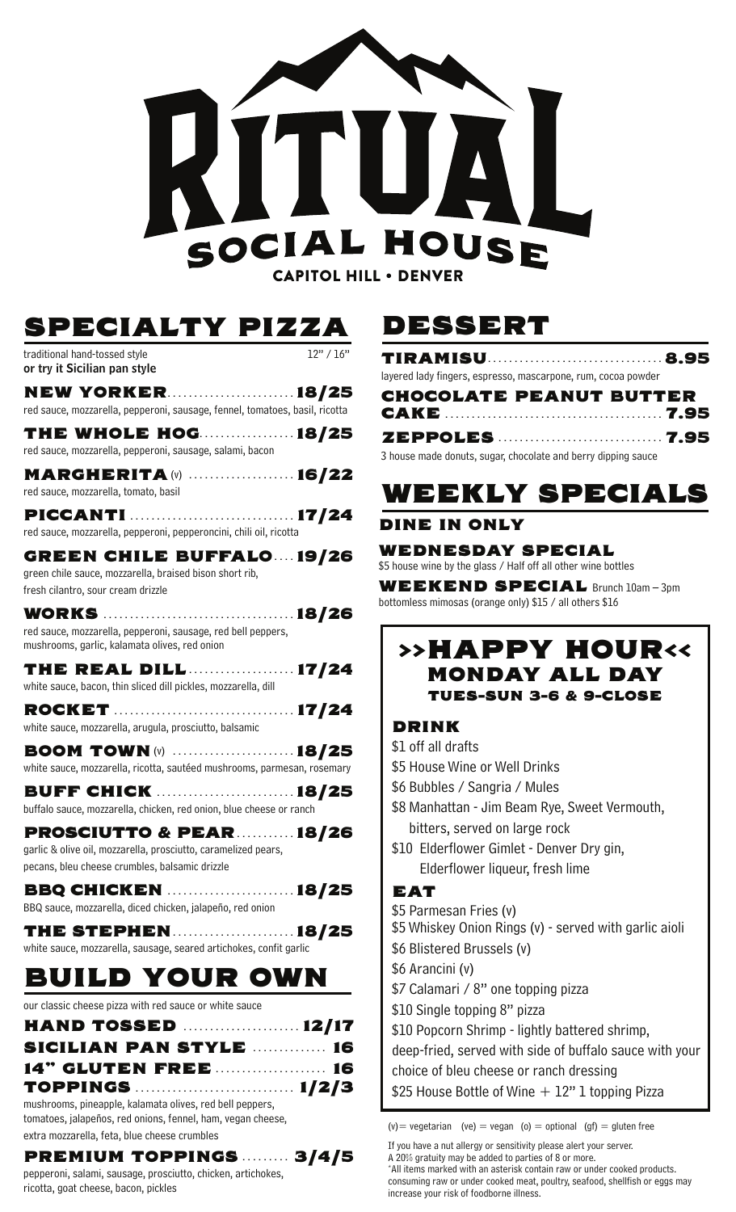# RITUAL SOCIAL HOUSE

CAPITOL HILL • DENVER

## SPECIALTY PIZZA

traditional hand-tossed style 12" / 16"
**or try it Sicilian pan style**

**NEW YORKER** ........ **18/25**
red sauce, mozzarella, pepperoni, sausage, fennel, tomatoes, basil, ricotta

**THE WHOLE HOG** ........ **18/25**
red sauce, mozzarella, pepperoni, sausage, salami, bacon

**MARGHERITA** (v) ........ **16/22**
red sauce, mozzarella, tomato, basil

**PICCANTI** ........ **17/24**
red sauce, mozzarella, pepperoni, pepperoncini, chili oil, ricotta

**GREEN CHILE BUFFALO** ........ **19/26**
green chile sauce, mozzarella, braised bison short rib, fresh cilantro, sour cream drizzle

**WORKS** ........ **18/26**
red sauce, mozzarella, pepperoni, sausage, red bell peppers, mushrooms, garlic, kalamata olives, red onion

**THE REAL DILL** ........ **17/24**
white sauce, bacon, thin sliced dill pickles, mozzarella, dill

**ROCKET** ........ **17/24**
white sauce, mozzarella, arugula, prosciutto, balsamic

**BOOM TOWN** (v) ........ **18/25**
white sauce, mozzarella, ricotta, sautéed mushrooms, parmesan, rosemary

**BUFF CHICK** ........ **18/25**
buffalo sauce, mozzarella, chicken, red onion, blue cheese or ranch

**PROSCIUTTO & PEAR** ........ **18/26**
garlic & olive oil, mozzarella, prosciutto, caramelized pears, pecans, bleu cheese crumbles, balsamic drizzle

**BBQ CHICKEN** ........ **18/25**
BBQ sauce, mozzarella, diced chicken, jalapeño, red onion

**THE STEPHEN** ........ **18/25**
white sauce, mozzarella, sausage, seared artichokes, confit garlic

## BUILD YOUR OWN

our classic cheese pizza with red sauce or white sauce

**HAND TOSSED** ........ **12/17**

**SICILIAN PAN STYLE** ........ **16**

**14" GLUTEN FREE** ........ **16**

**TOPPINGS** ........ **1/2/3**
mushrooms, pineapple, kalamata olives, red bell peppers, tomatoes, jalapeños, red onions, fennel, ham, vegan cheese, extra mozzarella, feta, blue cheese crumbles

**PREMIUM TOPPINGS** ........ **3/4/5**
pepperoni, salami, sausage, prosciutto, chicken, artichokes, ricotta, goat cheese, bacon, pickles

## DESSERT

**TIRAMISU** ........ **8.95**
layered lady fingers, espresso, mascarpone, rum, cocoa powder

**CHOCOLATE PEANUT BUTTER CAKE** ........ **7.95**

**ZEPPOLES** ........ **7.95**
3 house made donuts, sugar, chocolate and berry dipping sauce

## WEEKLY SPECIALS

### DINE IN ONLY

**WEDNESDAY SPECIAL**
$5 house wine by the glass / Half off all other wine bottles

**WEEKEND SPECIAL** Brunch 10am – 3pm
bottomless mimosas (orange only) $15 / all others $16

## >>HAPPY HOUR<<

### MONDAY ALL DAY

### TUES-SUN 3-6 & 9-CLOSE

### DRINK

$1 off all drafts
$5 House Wine or Well Drinks
$6 Bubbles / Sangria / Mules
$8 Manhattan - Jim Beam Rye, Sweet Vermouth, bitters, served on large rock
$10 Elderflower Gimlet - Denver Dry gin, Elderflower liqueur, fresh lime

### EAT

$5 Parmesan Fries (v)
$5 Whiskey Onion Rings (v) - served with garlic aioli
$6 Blistered Brussels (v)
$6 Arancini (v)
$7 Calamari / 8" one topping pizza
$10 Single topping 8" pizza
$10 Popcorn Shrimp - lightly battered shrimp, deep-fried, served with side of buffalo sauce with your choice of bleu cheese or ranch dressing
$25 House Bottle of Wine + 12" 1 topping Pizza

(v) = vegetarian (ve) = vegan (o) = optional (gf) = gluten free

If you have a nut allergy or sensitivity please alert your server.
A 20% gratuity may be added to parties of 8 or more.
*All items marked with an asterisk contain raw or under cooked products. consuming raw or under cooked meat, poultry, seafood, shellfish or eggs may increase your risk of foodborne illness.